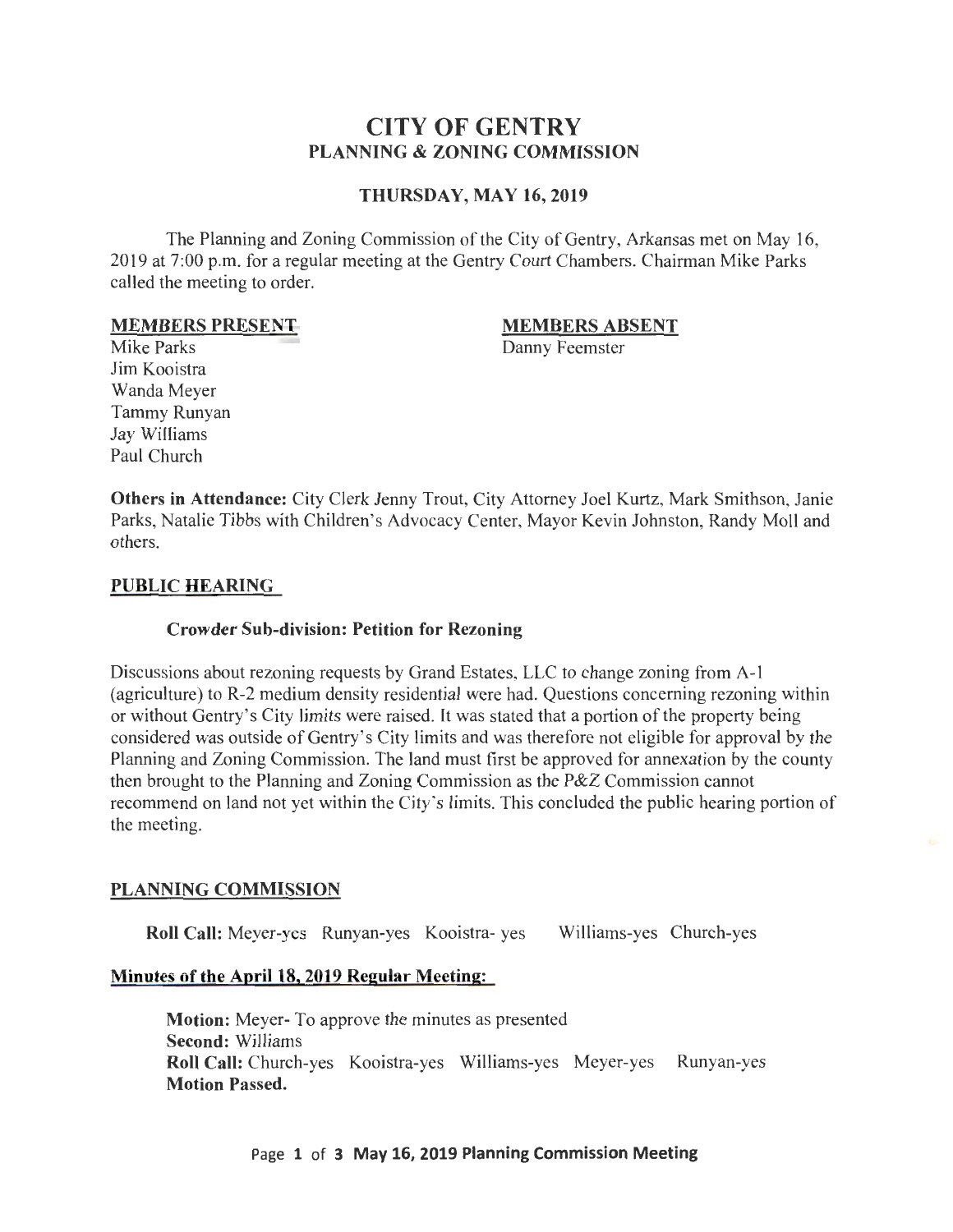# CITY OF GENTRY
## PLANNING & ZONING COMMISSION

### THURSDAY, MAY 16, 2019

The Planning and Zoning Commission of the City of Gentry, Arkansas met on May 16, 2019 at 7:00 p.m. for a regular meeting at the Gentry Court Chambers. Chairman Mike Parks called the meeting to order.

**MEMBERS PRESENT**
Mike Parks
Jim Kooistra
Wanda Meyer
Tammy Runyan
Jay Williams
Paul Church

**MEMBERS ABSENT**
Danny Feemster

**Others in Attendance:** City Clerk Jenny Trout, City Attorney Joel Kurtz, Mark Smithson, Janie Parks, Natalie Tibbs with Children's Advocacy Center, Mayor Kevin Johnston, Randy Moll and others.

**PUBLIC HEARING**

**Crowder Sub-division: Petition for Rezoning**

Discussions about rezoning requests by Grand Estates, LLC to change zoning from A-1 (agriculture) to R-2 medium density residential were had. Questions concerning rezoning within or without Gentry's City limits were raised. It was stated that a portion of the property being considered was outside of Gentry's City limits and was therefore not eligible for approval by the Planning and Zoning Commission. The land must first be approved for annexation by the county then brought to the Planning and Zoning Commission as the P&Z Commission cannot recommend on land not yet within the City's limits. This concluded the public hearing portion of the meeting.

**PLANNING COMMISSION**

**Roll Call:** Meyer-yes Runyan-yes Kooistra- yes Williams-yes Church-yes

**Minutes of the April 18, 2019 Regular Meeting:**

**Motion:** Meyer- To approve the minutes as presented
**Second:** Williams
**Roll Call:** Church-yes Kooistra-yes Williams-yes Meyer-yes Runyan-yes
**Motion Passed.**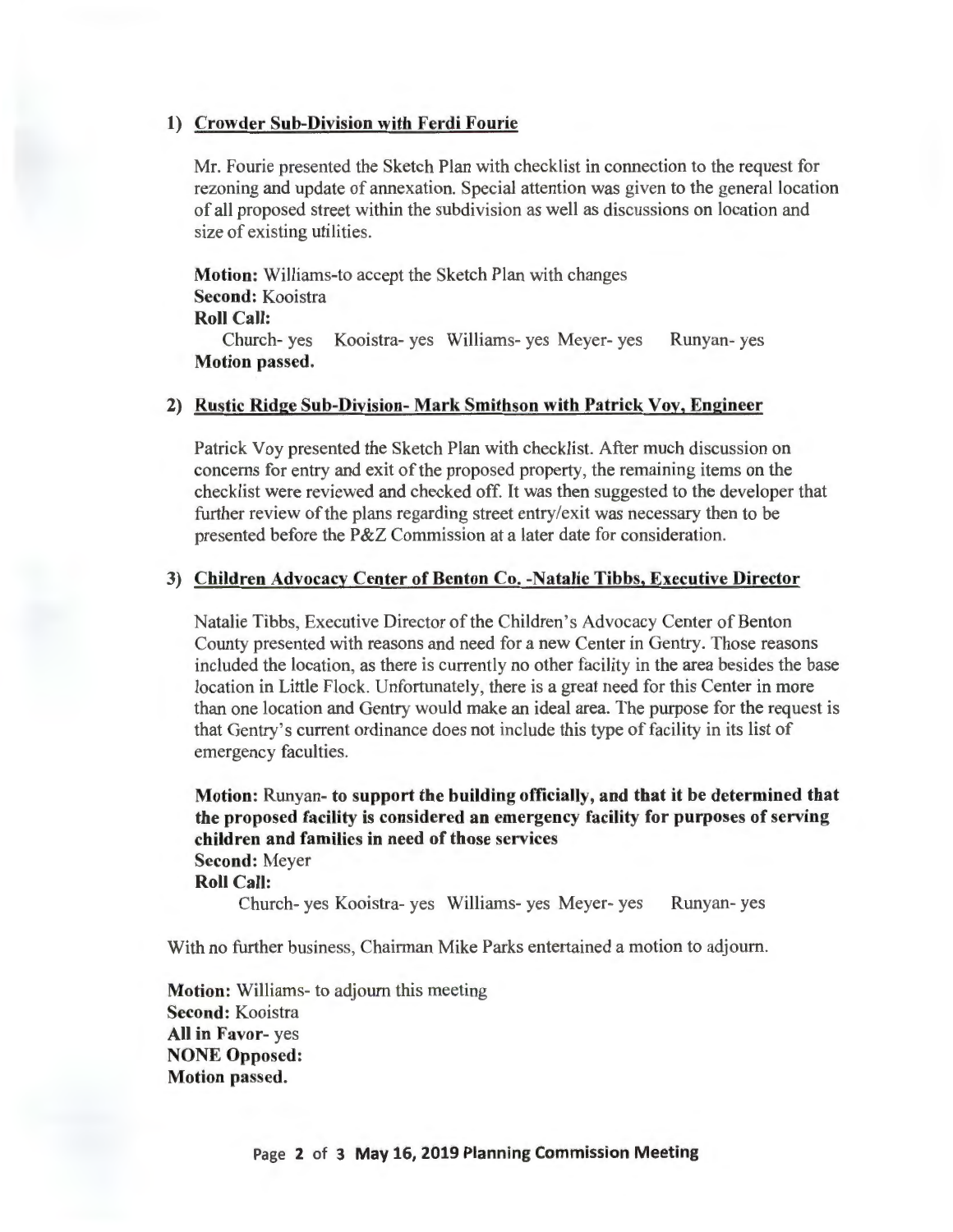### 1) Crowder Sub-Division with Ferdi Fourie

Mr. Fourie presented the Sketch Plan with checklist in connection to the request for rezoning and update of annexation. Special attention was given to the general location of all proposed street within the subdivision as well as discussions on location and size of existing utilities.

**Motion:** Williams-to accept the Sketch Plan with changes
**Second:** Kooistra
**Roll Call:**
Church- yes Kooistra- yes Williams- yes Meyer- yes Runyan- yes
**Motion passed.**

### 2) Rustic Ridge Sub-Division- Mark Smithson with Patrick Voy, Engineer

Patrick Voy presented the Sketch Plan with checklist. After much discussion on concerns for entry and exit of the proposed property, the remaining items on the checklist were reviewed and checked off. It was then suggested to the developer that further review of the plans regarding street entry/exit was necessary then to be presented before the P&Z Commission at a later date for consideration.

### 3) Children Advocacy Center of Benton Co. -Natalie Tibbs, Executive Director

Natalie Tibbs, Executive Director of the Children's Advocacy Center of Benton County presented with reasons and need for a new Center in Gentry. Those reasons included the location, as there is currently no other facility in the area besides the base location in Little Flock. Unfortunately, there is a great need for this Center in more than one location and Gentry would make an ideal area. The purpose for the request is that Gentry's current ordinance does not include this type of facility in its list of emergency faculties.

**Motion:** Runyan- **to support the building officially, and that it be determined that the proposed facility is considered an emergency facility for purposes of serving children and families in need of those services**
**Second:** Meyer
**Roll Call:**
Church- yes Kooistra- yes Williams- yes Meyer- yes Runyan- yes

With no further business, Chairman Mike Parks entertained a motion to adjourn.

**Motion:** Williams- to adjourn this meeting
**Second:** Kooistra
**All in Favor**- yes
**NONE Opposed:**
**Motion passed.**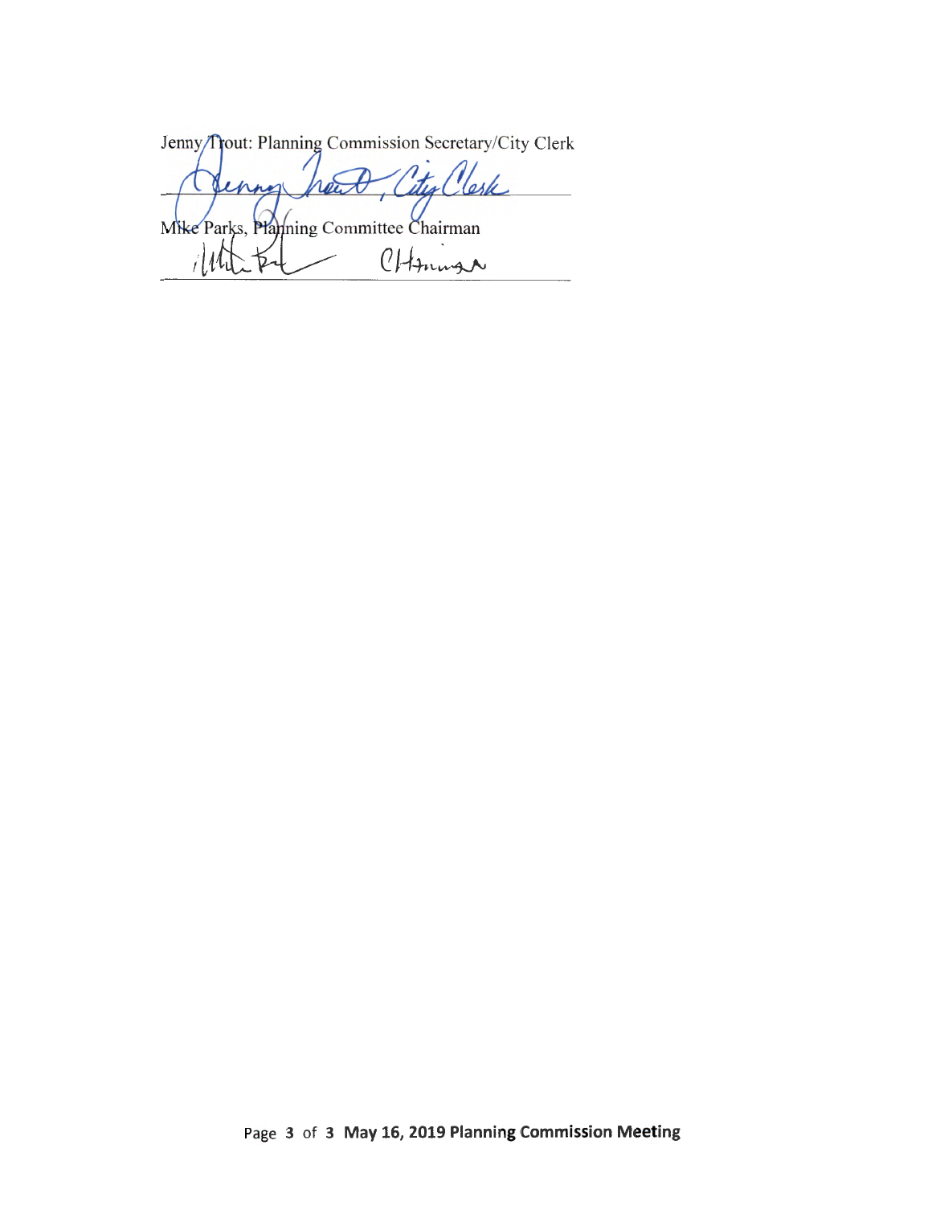Jenny Trout: Planning Commission Secretary/City Clerk

Jenny Trout, City Clerk

Mike Parks, Planning Committee Chairman

Mike Parks Chairman